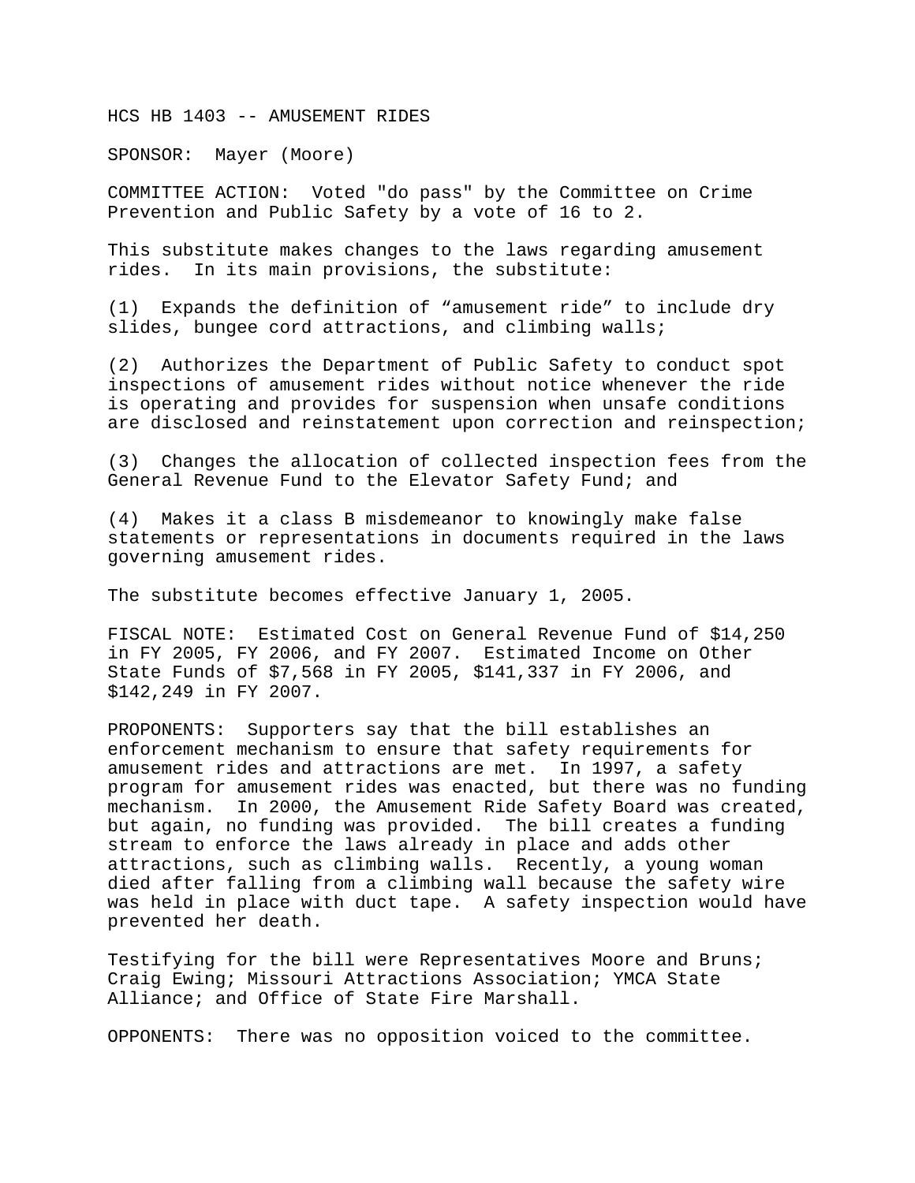HCS HB 1403 -- AMUSEMENT RIDES

SPONSOR: Mayer (Moore)

COMMITTEE ACTION: Voted "do pass" by the Committee on Crime Prevention and Public Safety by a vote of 16 to 2.

This substitute makes changes to the laws regarding amusement rides. In its main provisions, the substitute:

(1) Expands the definition of “amusement ride” to include dry slides, bungee cord attractions, and climbing walls;

(2) Authorizes the Department of Public Safety to conduct spot inspections of amusement rides without notice whenever the ride is operating and provides for suspension when unsafe conditions are disclosed and reinstatement upon correction and reinspection;

(3) Changes the allocation of collected inspection fees from the General Revenue Fund to the Elevator Safety Fund; and

(4) Makes it a class B misdemeanor to knowingly make false statements or representations in documents required in the laws governing amusement rides.

The substitute becomes effective January 1, 2005.

FISCAL NOTE: Estimated Cost on General Revenue Fund of $14,250 in FY 2005, FY 2006, and FY 2007. Estimated Income on Other State Funds of $7,568 in FY 2005, $141,337 in FY 2006, and $142,249 in FY 2007.

PROPONENTS: Supporters say that the bill establishes an enforcement mechanism to ensure that safety requirements for amusement rides and attractions are met. In 1997, a safety program for amusement rides was enacted, but there was no funding mechanism. In 2000, the Amusement Ride Safety Board was created, but again, no funding was provided. The bill creates a funding stream to enforce the laws already in place and adds other attractions, such as climbing walls. Recently, a young woman died after falling from a climbing wall because the safety wire was held in place with duct tape. A safety inspection would have prevented her death.

Testifying for the bill were Representatives Moore and Bruns; Craig Ewing; Missouri Attractions Association; YMCA State Alliance; and Office of State Fire Marshall.

OPPONENTS: There was no opposition voiced to the committee.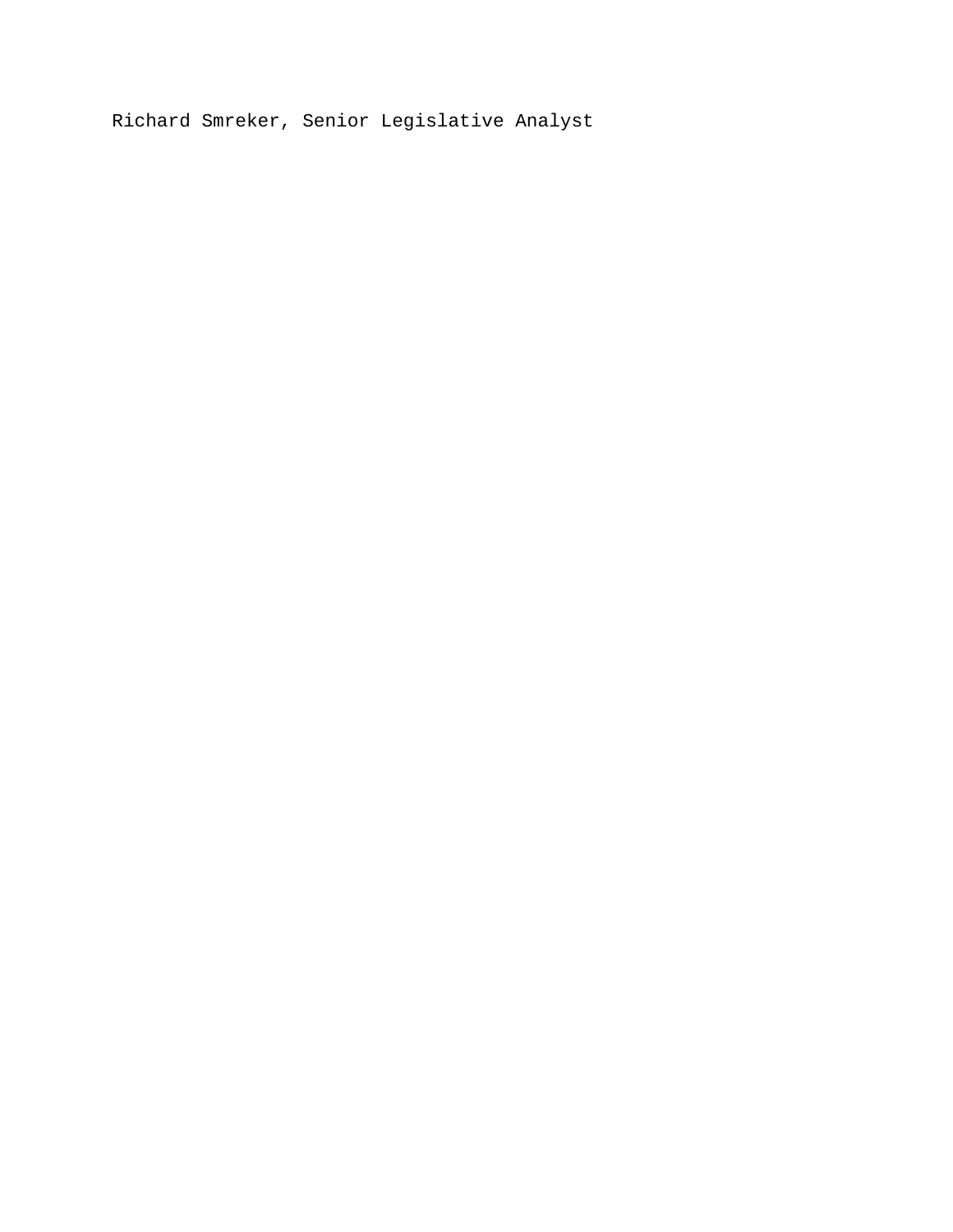Richard Smreker, Senior Legislative Analyst